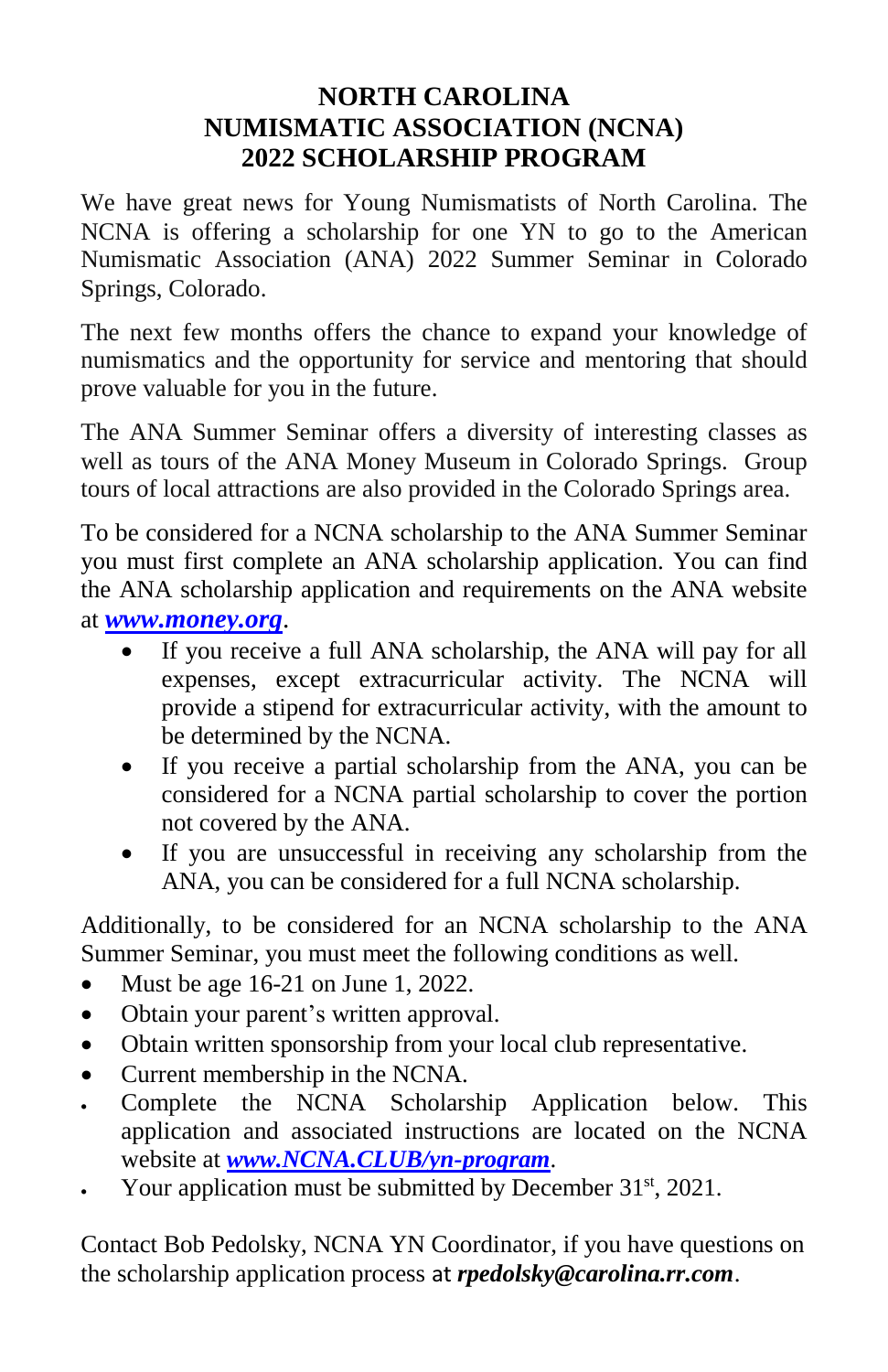# NORTH CAROLINA NUMISMATIC ASSOCIATION (NCNA) 2022 SCHOLARSHIP PROGRAM

We have great news for Young Numismatists of North Carolina. The NCNA is offering a scholarship for one YN to go to the American Numismatic Association (ANA) 2022 Summer Seminar in Colorado Springs, Colorado.

The next few months offers the chance to expand your knowledge of numismatics and the opportunity for service and mentoring that should prove valuable for you in the future.

The ANA Summer Seminar offers a diversity of interesting classes as well as tours of the ANA Money Museum in Colorado Springs. Group tours of local attractions are also provided in the Colorado Springs area.

To be considered for a NCNA scholarship to the ANA Summer Seminar you must first complete an ANA scholarship application. You can find the ANA scholarship application and requirements on the ANA website at ***www.money.org***.

- If you receive a full ANA scholarship, the ANA will pay for all expenses, except extracurricular activity. The NCNA will provide a stipend for extracurricular activity, with the amount to be determined by the NCNA.
- If you receive a partial scholarship from the ANA, you can be considered for a NCNA partial scholarship to cover the portion not covered by the ANA.
- If you are unsuccessful in receiving any scholarship from the ANA, you can be considered for a full NCNA scholarship.

Additionally, to be considered for an NCNA scholarship to the ANA Summer Seminar, you must meet the following conditions as well.

- Must be age 16-21 on June 1, 2022.
- Obtain your parent's written approval.
- Obtain written sponsorship from your local club representative.
- Current membership in the NCNA.
- Complete the NCNA Scholarship Application below. This application and associated instructions are located on the NCNA website at ***www.NCNA.CLUB/yn-program***.
- Your application must be submitted by December 31st, 2021.

Contact Bob Pedolsky, NCNA YN Coordinator, if you have questions on the scholarship application process at ***rpedolsky@carolina.rr.com***.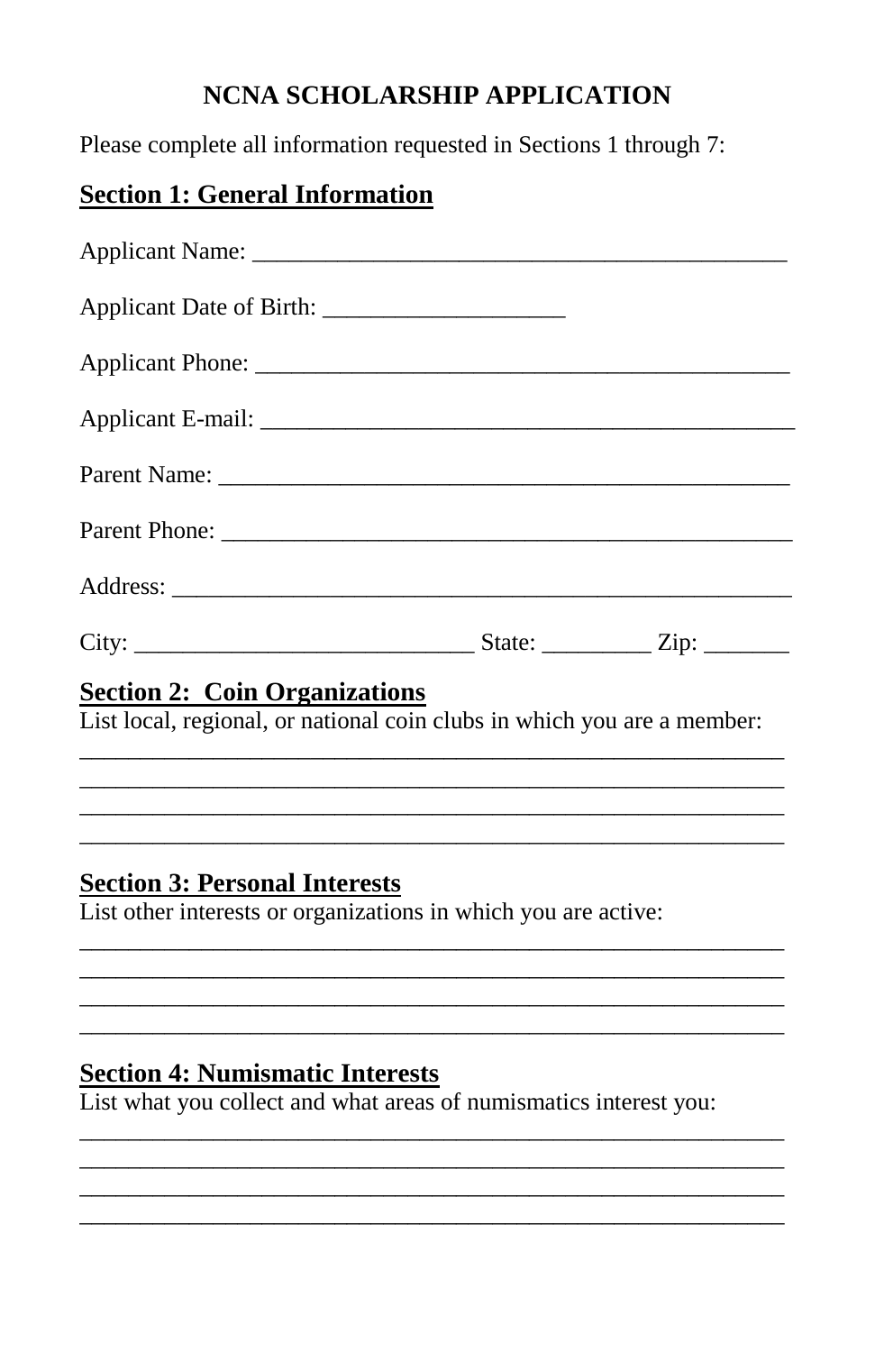# NCNA SCHOLARSHIP APPLICATION

Please complete all information requested in Sections 1 through 7:

## Section 1: General Information

Applicant Name: ____________________________________________

Applicant Date of Birth: ____________________

Applicant Phone: ____________________________________________

Applicant E-mail: ____________________________________________

Parent Name: ______________________________________________

Parent Phone: ______________________________________________

Address: _________________________________________________

City: ____________________________ State: _________ Zip: _______

## Section 2: Coin Organizations

List local, regional, or national coin clubs in which you are a member:

___________________________________________________________
___________________________________________________________
___________________________________________________________
___________________________________________________________

## Section 3: Personal Interests

List other interests or organizations in which you are active:

___________________________________________________________
___________________________________________________________
___________________________________________________________
___________________________________________________________

## Section 4: Numismatic Interests

List what you collect and what areas of numismatics interest you:

___________________________________________________________
___________________________________________________________
___________________________________________________________
___________________________________________________________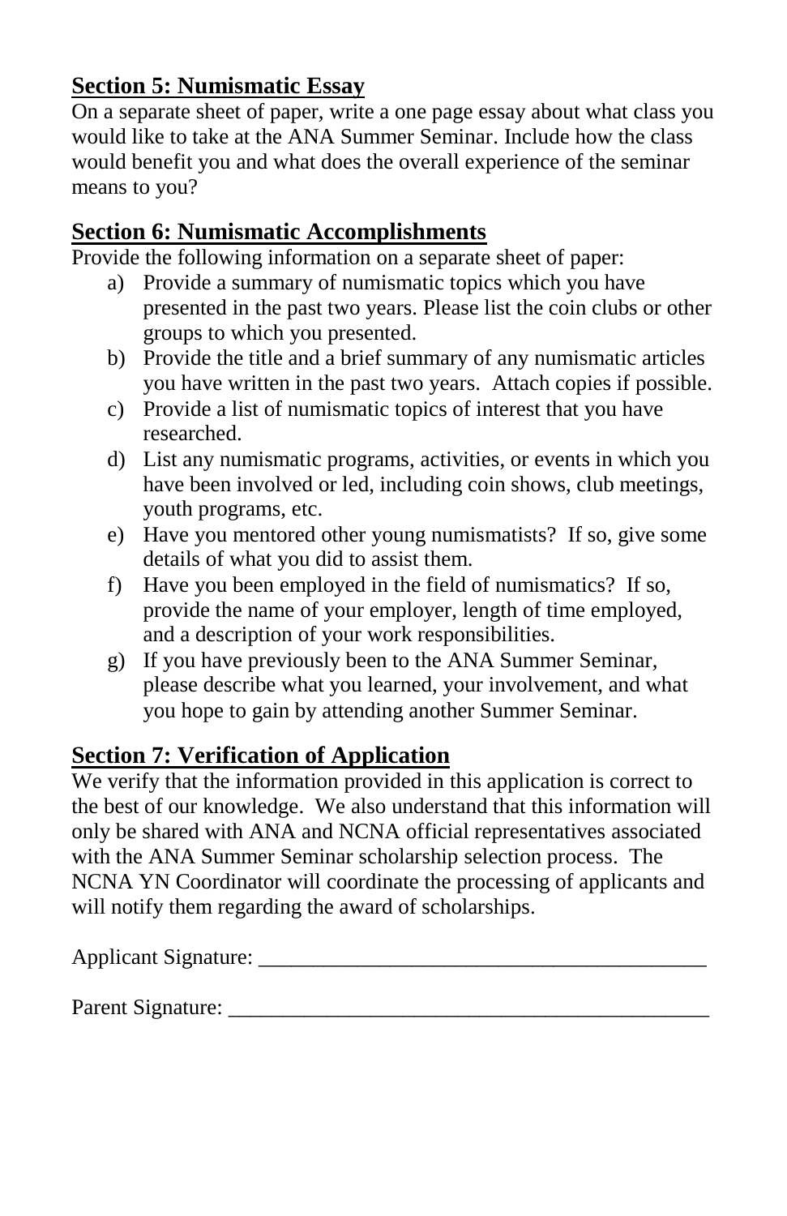## Section 5: Numismatic Essay

On a separate sheet of paper, write a one page essay about what class you would like to take at the ANA Summer Seminar. Include how the class would benefit you and what does the overall experience of the seminar means to you?

## Section 6: Numismatic Accomplishments

Provide the following information on a separate sheet of paper:

a) Provide a summary of numismatic topics which you have presented in the past two years. Please list the coin clubs or other groups to which you presented.
b) Provide the title and a brief summary of any numismatic articles you have written in the past two years. Attach copies if possible.
c) Provide a list of numismatic topics of interest that you have researched.
d) List any numismatic programs, activities, or events in which you have been involved or led, including coin shows, club meetings, youth programs, etc.
e) Have you mentored other young numismatists? If so, give some details of what you did to assist them.
f) Have you been employed in the field of numismatics? If so, provide the name of your employer, length of time employed, and a description of your work responsibilities.
g) If you have previously been to the ANA Summer Seminar, please describe what you learned, your involvement, and what you hope to gain by attending another Summer Seminar.

## Section 7: Verification of Application

We verify that the information provided in this application is correct to the best of our knowledge. We also understand that this information will only be shared with ANA and NCNA official representatives associated with the ANA Summer Seminar scholarship selection process. The NCNA YN Coordinator will coordinate the processing of applicants and will notify them regarding the award of scholarships.

Applicant Signature: ___________________________________________

Parent Signature: ______________________________________________